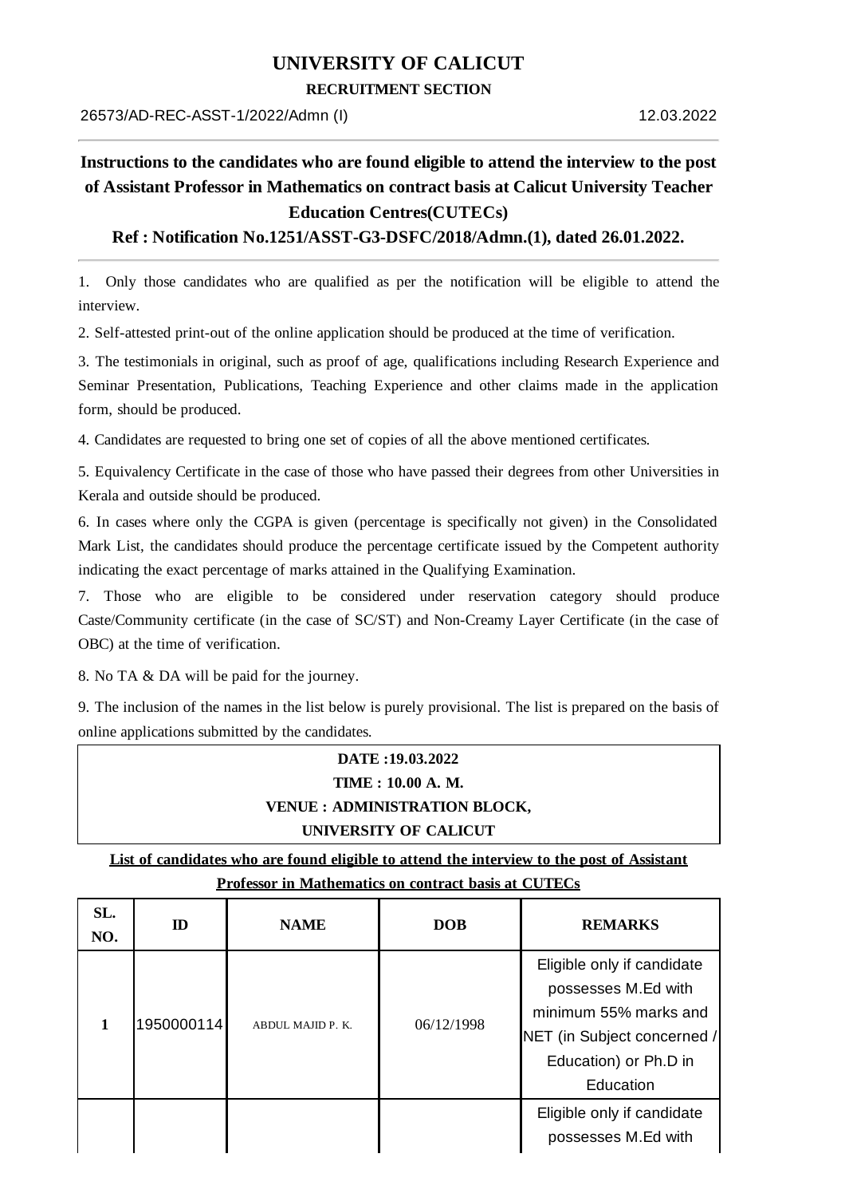# UNIVERSITY OF CALICUT

**RECRUITMENT SECTION**

26573/AD-REC-ASST-1/2022/Admn (I)　　　　　　　　　　　　　　　　　　　　12.03.2022

---

## Instructions to the candidates who are found eligible to attend the interview to the post of Assistant Professor in Mathematics on contract basis at Calicut University Teacher Education Centres(CUTECs)

**Ref : Notification No.1251/ASST-G3-DSFC/2018/Admn.(1), dated 26.01.2022.**

---

1. Only those candidates who are qualified as per the notification will be eligible to attend the interview.

2. Self-attested print-out of the online application should be produced at the time of verification.

3. The testimonials in original, such as proof of age, qualifications including Research Experience and Seminar Presentation, Publications, Teaching Experience and other claims made in the application form, should be produced.

4. Candidates are requested to bring one set of copies of all the above mentioned certificates.

5. Equivalency Certificate in the case of those who have passed their degrees from other Universities in Kerala and outside should be produced.

6. In cases where only the CGPA is given (percentage is specifically not given) in the Consolidated Mark List, the candidates should produce the percentage certificate issued by the Competent authority indicating the exact percentage of marks attained in the Qualifying Examination.

7. Those who are eligible to be considered under reservation category should produce Caste/Community certificate (in the case of SC/ST) and Non-Creamy Layer Certificate (in the case of OBC) at the time of verification.

8. No TA & DA will be paid for the journey.

9. The inclusion of the names in the list below is purely provisional. The list is prepared on the basis of online applications submitted by the candidates.

**DATE :19.03.2022**
**TIME : 10.00 A. M.**
**VENUE : ADMINISTRATION BLOCK,**
**UNIVERSITY OF CALICUT**

**List of candidates who are found eligible to attend the interview to the post of Assistant Professor in Mathematics on contract basis at CUTECs**

| SL. NO. | ID | NAME | DOB | REMARKS |
|---|---|---|---|---|
| 1 | 1950000114 | ABDUL MAJID P. K. | 06/12/1998 | Eligible only if candidate possesses M.Ed with minimum 55% marks and NET (in Subject concerned / Education) or Ph.D in Education |
| | | | | Eligible only if candidate possesses M.Ed with |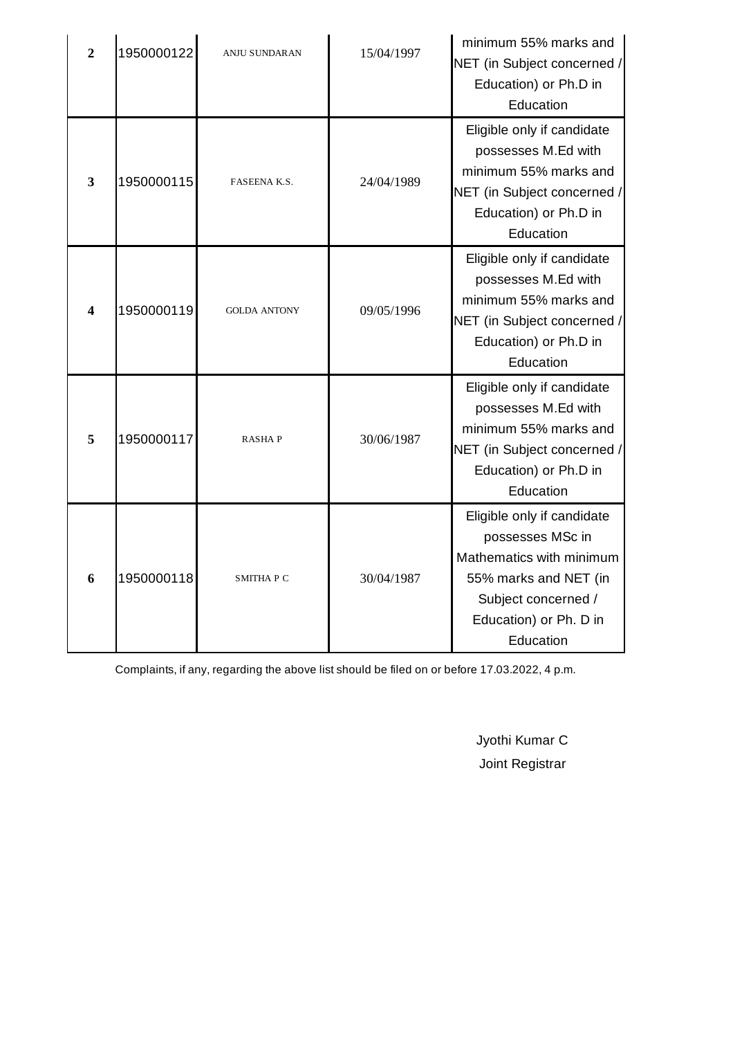| | | | | |
|---|---|---|---|---|
| **2** | 1950000122 | ANJU SUNDARAN | 15/04/1997 | minimum 55% marks and NET (in Subject concerned / Education) or Ph.D in Education |
| **3** | 1950000115 | FASEENA K.S. | 24/04/1989 | Eligible only if candidate possesses M.Ed with minimum 55% marks and NET (in Subject concerned / Education) or Ph.D in Education |
| **4** | 1950000119 | GOLDA ANTONY | 09/05/1996 | Eligible only if candidate possesses M.Ed with minimum 55% marks and NET (in Subject concerned / Education) or Ph.D in Education |
| **5** | 1950000117 | RASHA P | 30/06/1987 | Eligible only if candidate possesses M.Ed with minimum 55% marks and NET (in Subject concerned / Education) or Ph.D in Education |
| **6** | 1950000118 | SMITHA P C | 30/04/1987 | Eligible only if candidate possesses MSc in Mathematics with minimum 55% marks and NET (in Subject concerned / Education) or Ph. D in Education |

Complaints, if any, regarding the above list should be filed on or before 17.03.2022, 4 p.m.

Jyothi Kumar C

Joint Registrar